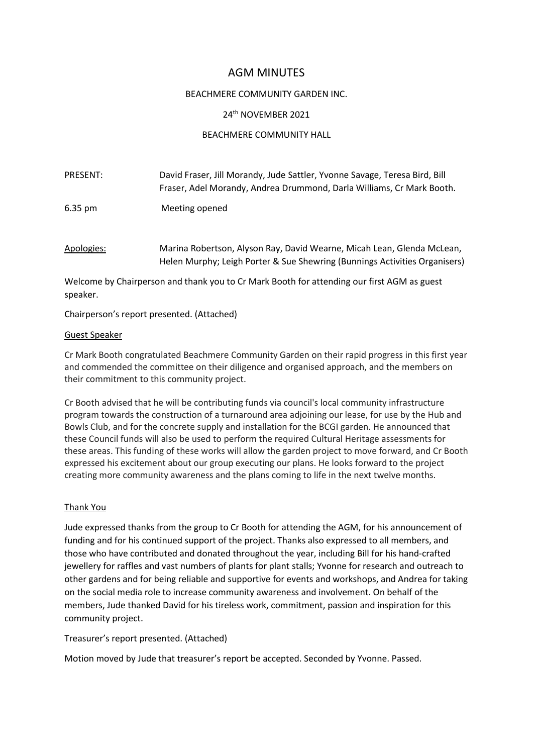# AGM MINUTES

BEACHMERE COMMUNITY GARDEN INC.

24th NOVEMBER 2021

BEACHMERE COMMUNITY HALL

PRESENT: David Fraser, Jill Morandy, Jude Sattler, Yvonne Savage, Teresa Bird, Bill Fraser, Adel Morandy, Andrea Drummond, Darla Williams, Cr Mark Booth.

6.35 pm Meeting opened

Apologies: Marina Robertson, Alyson Ray, David Wearne, Micah Lean, Glenda McLean, Helen Murphy; Leigh Porter & Sue Shewring (Bunnings Activities Organisers)

Welcome by Chairperson and thank you to Cr Mark Booth for attending our first AGM as guest speaker.

Chairperson's report presented. (Attached)

## Guest Speaker

Cr Mark Booth congratulated Beachmere Community Garden on their rapid progress in this first year and commended the committee on their diligence and organised approach, and the members on their commitment to this community project.

Cr Booth advised that he will be contributing funds via council's local community infrastructure program towards the construction of a turnaround area adjoining our lease, for use by the Hub and Bowls Club, and for the concrete supply and installation for the BCGI garden. He announced that these Council funds will also be used to perform the required Cultural Heritage assessments for these areas. This funding of these works will allow the garden project to move forward, and Cr Booth expressed his excitement about our group executing our plans. He looks forward to the project creating more community awareness and the plans coming to life in the next twelve months.

## Thank You

Jude expressed thanks from the group to Cr Booth for attending the AGM, for his announcement of funding and for his continued support of the project. Thanks also expressed to all members, and those who have contributed and donated throughout the year, including Bill for his hand-crafted jewellery for raffles and vast numbers of plants for plant stalls; Yvonne for research and outreach to other gardens and for being reliable and supportive for events and workshops, and Andrea for taking on the social media role to increase community awareness and involvement. On behalf of the members, Jude thanked David for his tireless work, commitment, passion and inspiration for this community project.

Treasurer's report presented. (Attached)

Motion moved by Jude that treasurer's report be accepted. Seconded by Yvonne. Passed.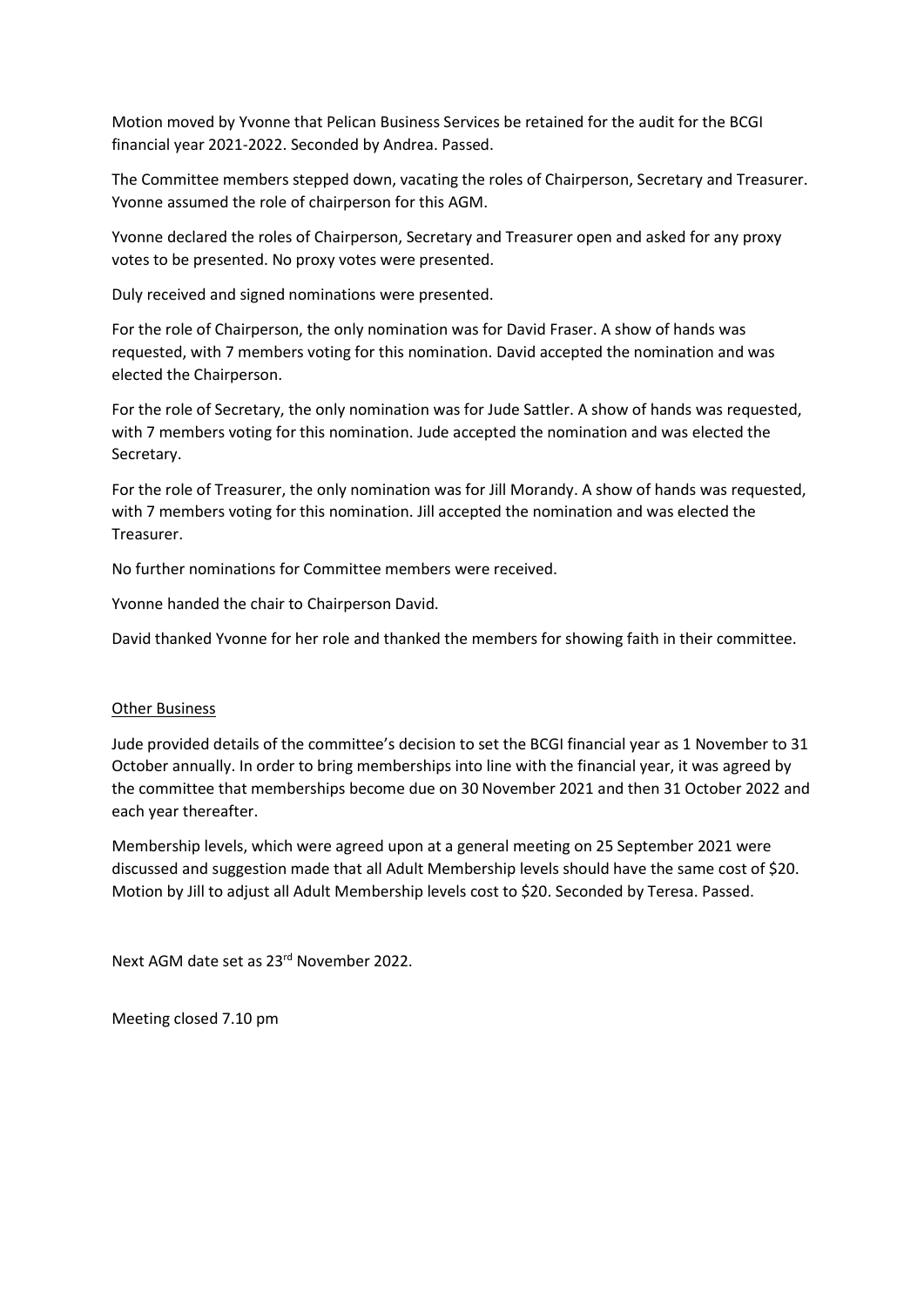Motion moved by Yvonne that Pelican Business Services be retained for the audit for the BCGI financial year 2021-2022. Seconded by Andrea. Passed.

The Committee members stepped down, vacating the roles of Chairperson, Secretary and Treasurer. Yvonne assumed the role of chairperson for this AGM.

Yvonne declared the roles of Chairperson, Secretary and Treasurer open and asked for any proxy votes to be presented. No proxy votes were presented.

Duly received and signed nominations were presented.

For the role of Chairperson, the only nomination was for David Fraser. A show of hands was requested, with 7 members voting for this nomination. David accepted the nomination and was elected the Chairperson.

For the role of Secretary, the only nomination was for Jude Sattler. A show of hands was requested, with 7 members voting for this nomination. Jude accepted the nomination and was elected the Secretary.

For the role of Treasurer, the only nomination was for Jill Morandy. A show of hands was requested, with 7 members voting for this nomination. Jill accepted the nomination and was elected the Treasurer.

No further nominations for Committee members were received.

Yvonne handed the chair to Chairperson David.

David thanked Yvonne for her role and thanked the members for showing faith in their committee.

## Other Business

Jude provided details of the committee's decision to set the BCGI financial year as 1 November to 31 October annually. In order to bring memberships into line with the financial year, it was agreed by the committee that memberships become due on 30 November 2021 and then 31 October 2022 and each year thereafter.

Membership levels, which were agreed upon at a general meeting on 25 September 2021 were discussed and suggestion made that all Adult Membership levels should have the same cost of $20. Motion by Jill to adjust all Adult Membership levels cost to $20. Seconded by Teresa. Passed.

Next AGM date set as 23rd November 2022.

Meeting closed 7.10 pm